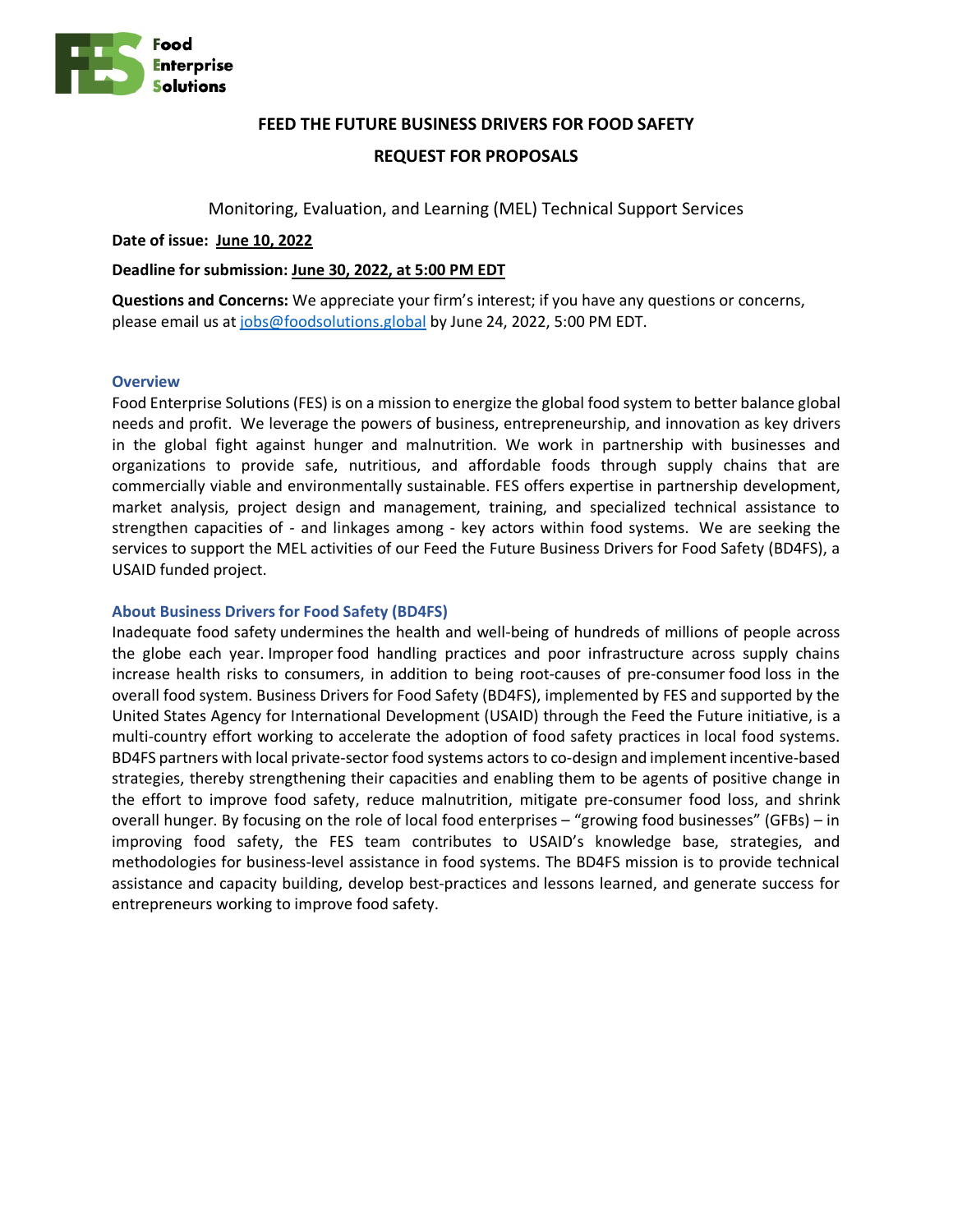Food
Enterprise
Solutions

# FEED THE FUTURE BUSINESS DRIVERS FOR FOOD SAFETY

# REQUEST FOR PROPOSALS

Monitoring, Evaluation, and Learning (MEL) Technical Support Services

**Date of issue: June 10, 2022**

**Deadline for submission: June 30, 2022, at 5:00 PM EDT**

**Questions and Concerns:** We appreciate your firm's interest; if you have any questions or concerns, please email us at jobs@foodsolutions.global by June 24, 2022, 5:00 PM EDT.

## Overview

Food Enterprise Solutions (FES) is on a mission to energize the global food system to better balance global needs and profit. We leverage the powers of business, entrepreneurship, and innovation as key drivers in the global fight against hunger and malnutrition. We work in partnership with businesses and organizations to provide safe, nutritious, and affordable foods through supply chains that are commercially viable and environmentally sustainable. FES offers expertise in partnership development, market analysis, project design and management, training, and specialized technical assistance to strengthen capacities of - and linkages among - key actors within food systems. We are seeking the services to support the MEL activities of our Feed the Future Business Drivers for Food Safety (BD4FS), a USAID funded project.

## About Business Drivers for Food Safety (BD4FS)

Inadequate food safety undermines the health and well-being of hundreds of millions of people across the globe each year. Improper food handling practices and poor infrastructure across supply chains increase health risks to consumers, in addition to being root-causes of pre-consumer food loss in the overall food system. Business Drivers for Food Safety (BD4FS), implemented by FES and supported by the United States Agency for International Development (USAID) through the Feed the Future initiative, is a multi-country effort working to accelerate the adoption of food safety practices in local food systems. BD4FS partners with local private-sector food systems actors to co-design and implement incentive-based strategies, thereby strengthening their capacities and enabling them to be agents of positive change in the effort to improve food safety, reduce malnutrition, mitigate pre-consumer food loss, and shrink overall hunger. By focusing on the role of local food enterprises – "growing food businesses" (GFBs) – in improving food safety, the FES team contributes to USAID's knowledge base, strategies, and methodologies for business-level assistance in food systems. The BD4FS mission is to provide technical assistance and capacity building, develop best-practices and lessons learned, and generate success for entrepreneurs working to improve food safety.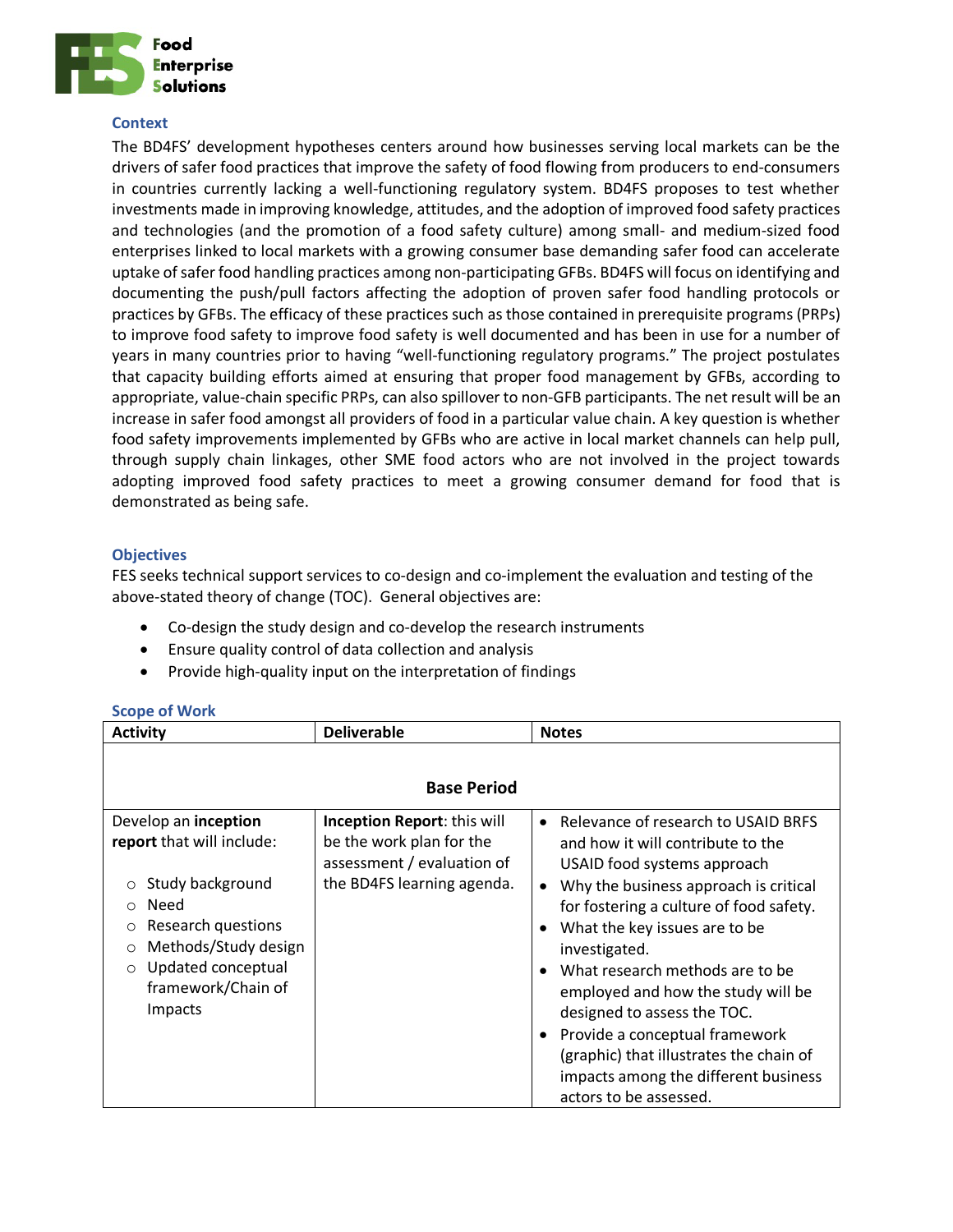**Food Enterprise Solutions**

### Context

The BD4FS' development hypotheses centers around how businesses serving local markets can be the drivers of safer food practices that improve the safety of food flowing from producers to end-consumers in countries currently lacking a well-functioning regulatory system. BD4FS proposes to test whether investments made in improving knowledge, attitudes, and the adoption of improved food safety practices and technologies (and the promotion of a food safety culture) among small- and medium-sized food enterprises linked to local markets with a growing consumer base demanding safer food can accelerate uptake of safer food handling practices among non-participating GFBs. BD4FS will focus on identifying and documenting the push/pull factors affecting the adoption of proven safer food handling protocols or practices by GFBs. The efficacy of these practices such as those contained in prerequisite programs (PRPs) to improve food safety to improve food safety is well documented and has been in use for a number of years in many countries prior to having "well-functioning regulatory programs." The project postulates that capacity building efforts aimed at ensuring that proper food management by GFBs, according to appropriate, value-chain specific PRPs, can also spillover to non-GFB participants. The net result will be an increase in safer food amongst all providers of food in a particular value chain. A key question is whether food safety improvements implemented by GFBs who are active in local market channels can help pull, through supply chain linkages, other SME food actors who are not involved in the project towards adopting improved food safety practices to meet a growing consumer demand for food that is demonstrated as being safe.

### Objectives

FES seeks technical support services to co-design and co-implement the evaluation and testing of the above-stated theory of change (TOC). General objectives are:

- Co-design the study design and co-develop the research instruments
- Ensure quality control of data collection and analysis
- Provide high-quality input on the interpretation of findings

### Scope of Work

| Activity | Deliverable | Notes |
|---|---|---|
| | **Base Period** | |
| Develop an **inception report** that will include:<br><br>○ Study background<br>○ Need<br>○ Research questions<br>○ Methods/Study design<br>○ Updated conceptual framework/Chain of Impacts | **Inception Report**: this will be the work plan for the assessment / evaluation of the BD4FS learning agenda. | • Relevance of research to USAID BRFS and how it will contribute to the USAID food systems approach<br>• Why the business approach is critical for fostering a culture of food safety.<br>• What the key issues are to be investigated.<br>• What research methods are to be employed and how the study will be designed to assess the TOC.<br>• Provide a conceptual framework (graphic) that illustrates the chain of impacts among the different business actors to be assessed. |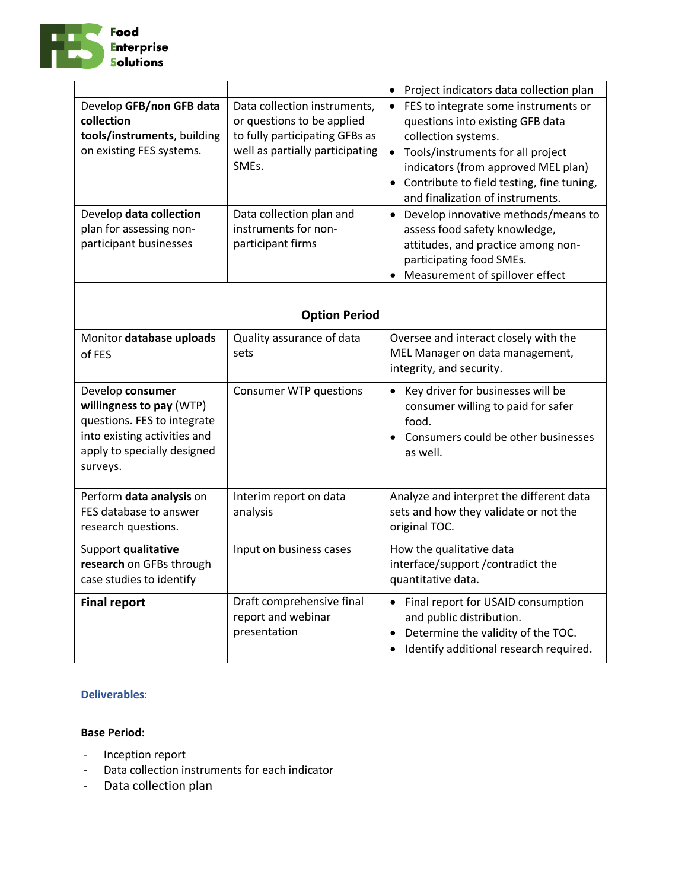| | | |
|---|---|---|
| | | • Project indicators data collection plan |
| Develop **GFB/non GFB data collection tools/instruments**, building on existing FES systems. | Data collection instruments, or questions to be applied to fully participating GFBs as well as partially participating SMEs. | • FES to integrate some instruments or questions into existing GFB data collection systems.<br>• Tools/instruments for all project indicators (from approved MEL plan)<br>• Contribute to field testing, fine tuning, and finalization of instruments. |
| Develop **data collection** plan for assessing non-participant businesses | Data collection plan and instruments for non-participant firms | • Develop innovative methods/means to assess food safety knowledge, attitudes, and practice among non-participating food SMEs.<br>• Measurement of spillover effect |
| **Option Period** | | |
| Monitor **database uploads** of FES | Quality assurance of data sets | Oversee and interact closely with the MEL Manager on data management, integrity, and security. |
| Develop **consumer willingness to pay** (WTP) questions. FES to integrate into existing activities and apply to specially designed surveys. | Consumer WTP questions | • Key driver for businesses will be consumer willing to paid for safer food.<br>• Consumers could be other businesses as well. |
| Perform **data analysis** on FES database to answer research questions. | Interim report on data analysis | Analyze and interpret the different data sets and how they validate or not the original TOC. |
| Support **qualitative research** on GFBs through case studies to identify | Input on business cases | How the qualitative data interface/support /contradict the quantitative data. |
| **Final report** | Draft comprehensive final report and webinar presentation | • Final report for USAID consumption and public distribution.<br>• Determine the validity of the TOC.<br>• Identify additional research required. |

**Deliverables**:

**Base Period:**

- Inception report
- Data collection instruments for each indicator
- Data collection plan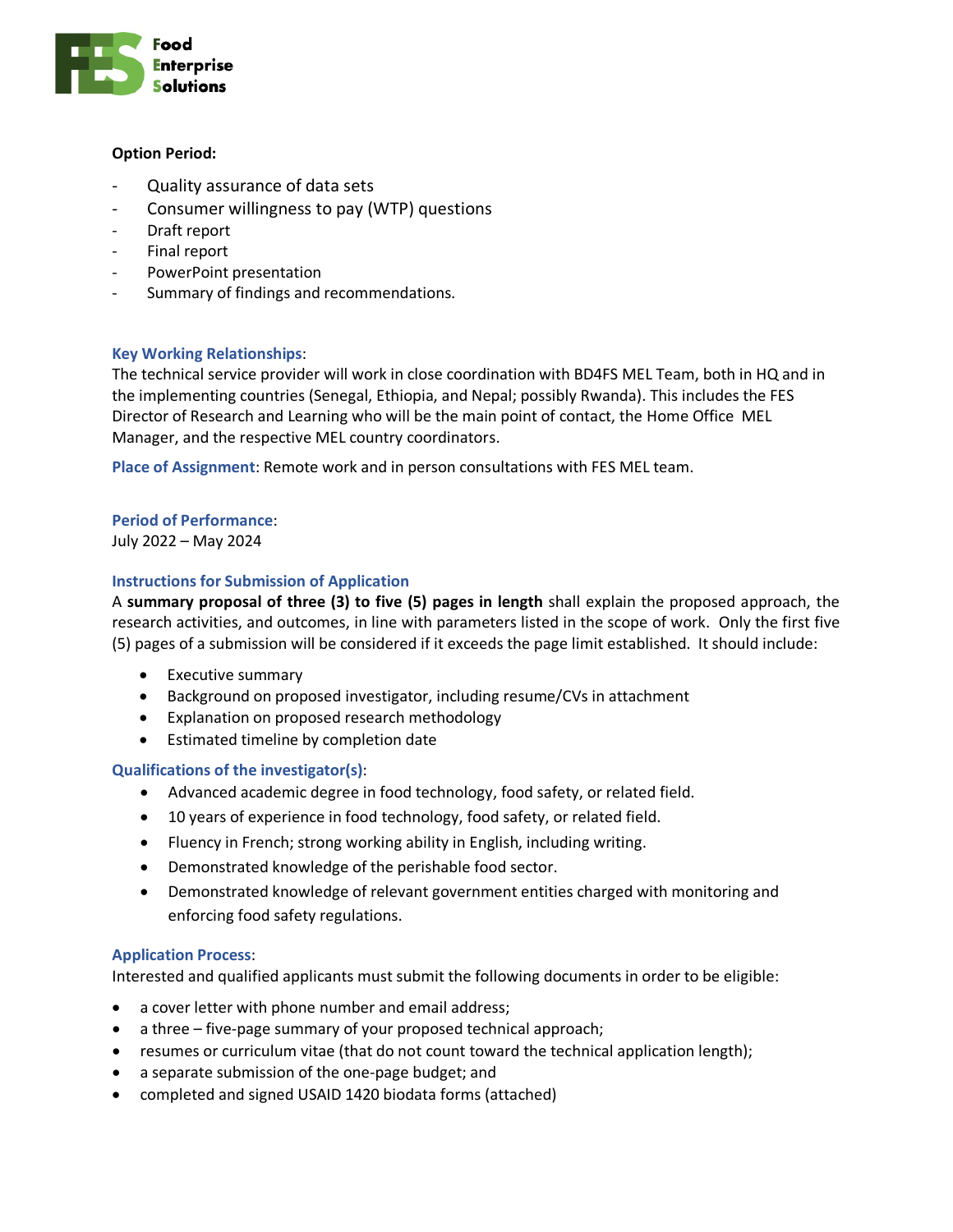**Option Period:**

- Quality assurance of data sets
- Consumer willingness to pay (WTP) questions
- Draft report
- Final report
- PowerPoint presentation
- Summary of findings and recommendations.

**Key Working Relationships**:
The technical service provider will work in close coordination with BD4FS MEL Team, both in HQ and in the implementing countries (Senegal, Ethiopia, and Nepal; possibly Rwanda). This includes the FES Director of Research and Learning who will be the main point of contact, the Home Office MEL Manager, and the respective MEL country coordinators.

**Place of Assignment**: Remote work and in person consultations with FES MEL team.

**Period of Performance**:
July 2022 – May 2024

**Instructions for Submission of Application**
A **summary proposal of three (3) to five (5) pages in length** shall explain the proposed approach, the research activities, and outcomes, in line with parameters listed in the scope of work. Only the first five (5) pages of a submission will be considered if it exceeds the page limit established. It should include:

- Executive summary
- Background on proposed investigator, including resume/CVs in attachment
- Explanation on proposed research methodology
- Estimated timeline by completion date

**Qualifications of the investigator(s)**:

- Advanced academic degree in food technology, food safety, or related field.
- 10 years of experience in food technology, food safety, or related field.
- Fluency in French; strong working ability in English, including writing.
- Demonstrated knowledge of the perishable food sector.
- Demonstrated knowledge of relevant government entities charged with monitoring and enforcing food safety regulations.

**Application Process**:
Interested and qualified applicants must submit the following documents in order to be eligible:

- a cover letter with phone number and email address;
- a three – five-page summary of your proposed technical approach;
- resumes or curriculum vitae (that do not count toward the technical application length);
- a separate submission of the one-page budget; and
- completed and signed USAID 1420 biodata forms (attached)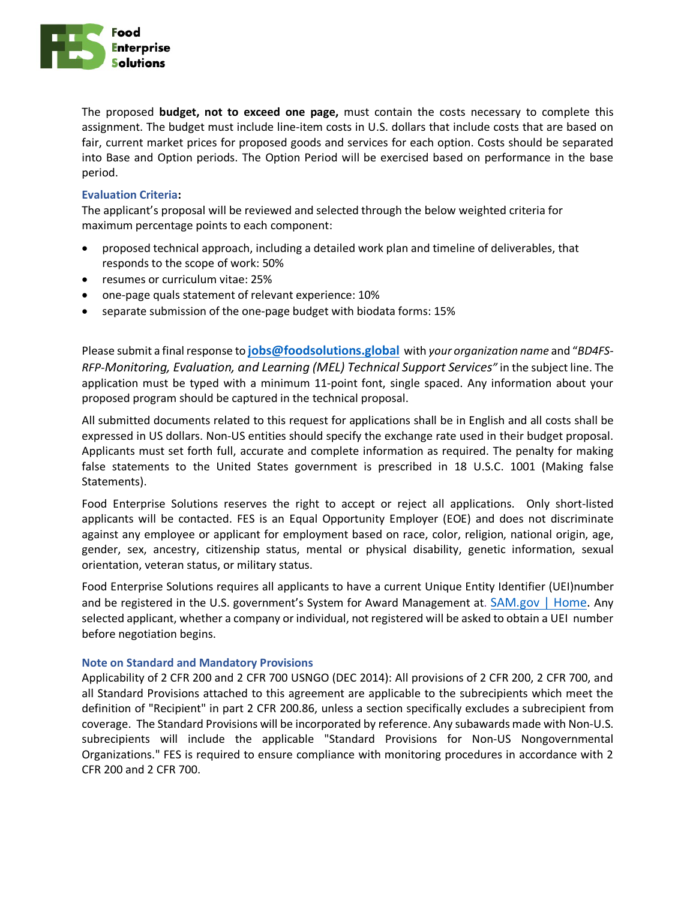The proposed **budget, not to exceed one page,** must contain the costs necessary to complete this assignment. The budget must include line-item costs in U.S. dollars that include costs that are based on fair, current market prices for proposed goods and services for each option. Costs should be separated into Base and Option periods. The Option Period will be exercised based on performance in the base period.

**Evaluation Criteria:**

The applicant's proposal will be reviewed and selected through the below weighted criteria for maximum percentage points to each component:

- proposed technical approach, including a detailed work plan and timeline of deliverables, that responds to the scope of work: 50%
- resumes or curriculum vitae: 25%
- one-page quals statement of relevant experience: 10%
- separate submission of the one-page budget with biodata forms: 15%

Please submit a final response to **jobs@foodsolutions.global** with *your organization name* and "*BD4FS-RFP-Monitoring, Evaluation, and Learning (MEL) Technical Support Services"* in the subject line. The application must be typed with a minimum 11-point font, single spaced. Any information about your proposed program should be captured in the technical proposal.

All submitted documents related to this request for applications shall be in English and all costs shall be expressed in US dollars. Non-US entities should specify the exchange rate used in their budget proposal. Applicants must set forth full, accurate and complete information as required. The penalty for making false statements to the United States government is prescribed in 18 U.S.C. 1001 (Making false Statements).

Food Enterprise Solutions reserves the right to accept or reject all applications. Only short-listed applicants will be contacted. FES is an Equal Opportunity Employer (EOE) and does not discriminate against any employee or applicant for employment based on race, color, religion, national origin, age, gender, sex, ancestry, citizenship status, mental or physical disability, genetic information, sexual orientation, veteran status, or military status.

Food Enterprise Solutions requires all applicants to have a current Unique Entity Identifier (UEI)number and be registered in the U.S. government's System for Award Management at. SAM.gov | Home. Any selected applicant, whether a company or individual, not registered will be asked to obtain a UEI number before negotiation begins.

**Note on Standard and Mandatory Provisions**

Applicability of 2 CFR 200 and 2 CFR 700 USNGO (DEC 2014): All provisions of 2 CFR 200, 2 CFR 700, and all Standard Provisions attached to this agreement are applicable to the subrecipients which meet the definition of "Recipient" in part 2 CFR 200.86, unless a section specifically excludes a subrecipient from coverage. The Standard Provisions will be incorporated by reference. Any subawards made with Non-U.S. subrecipients will include the applicable "Standard Provisions for Non-US Nongovernmental Organizations." FES is required to ensure compliance with monitoring procedures in accordance with 2 CFR 200 and 2 CFR 700.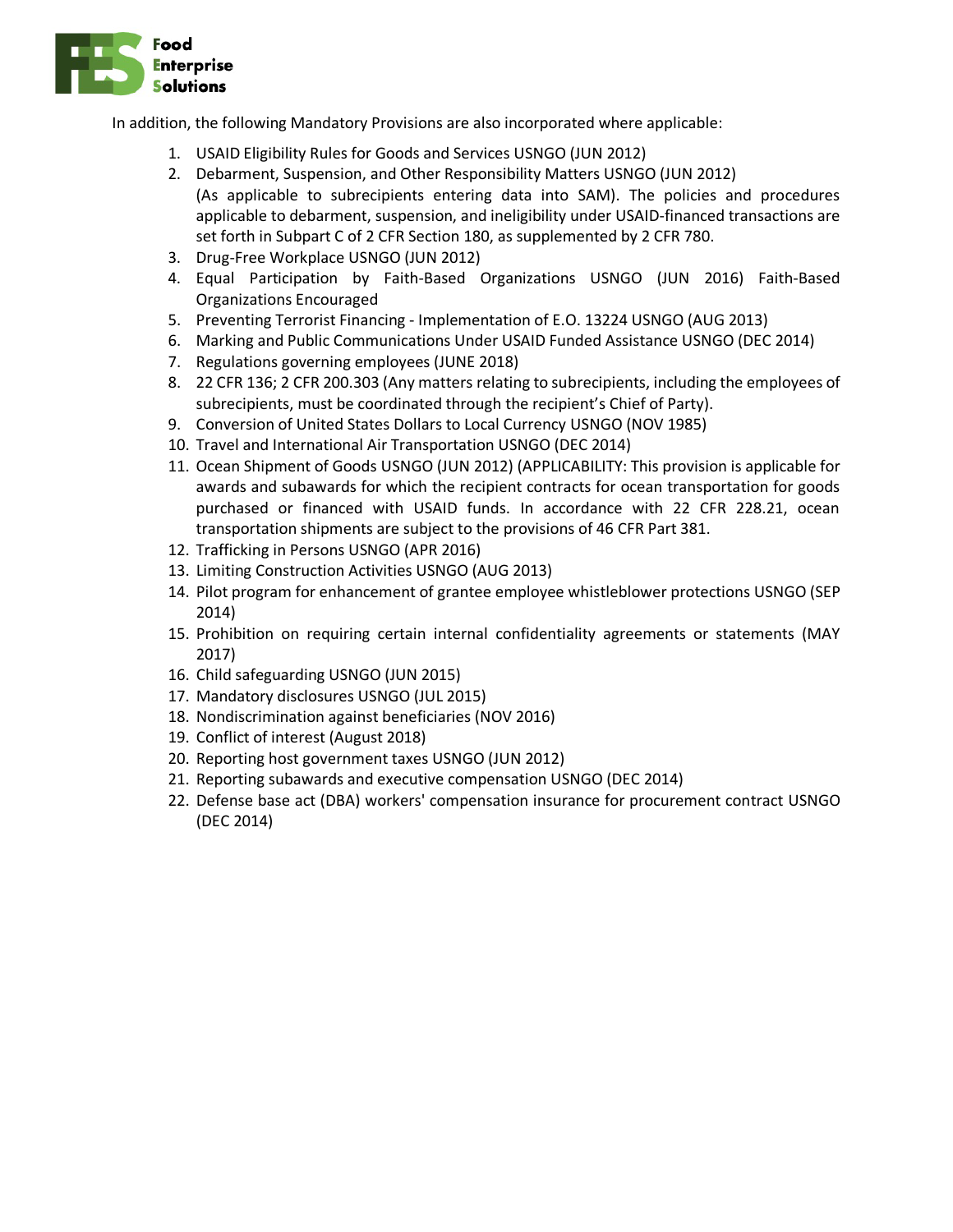In addition, the following Mandatory Provisions are also incorporated where applicable:

1. USAID Eligibility Rules for Goods and Services USNGO (JUN 2012)
2. Debarment, Suspension, and Other Responsibility Matters USNGO (JUN 2012) (As applicable to subrecipients entering data into SAM). The policies and procedures applicable to debarment, suspension, and ineligibility under USAID-financed transactions are set forth in Subpart C of 2 CFR Section 180, as supplemented by 2 CFR 780.
3. Drug-Free Workplace USNGO (JUN 2012)
4. Equal Participation by Faith-Based Organizations USNGO (JUN 2016) Faith-Based Organizations Encouraged
5. Preventing Terrorist Financing - Implementation of E.O. 13224 USNGO (AUG 2013)
6. Marking and Public Communications Under USAID Funded Assistance USNGO (DEC 2014)
7. Regulations governing employees (JUNE 2018)
8. 22 CFR 136; 2 CFR 200.303 (Any matters relating to subrecipients, including the employees of subrecipients, must be coordinated through the recipient's Chief of Party).
9. Conversion of United States Dollars to Local Currency USNGO (NOV 1985)
10. Travel and International Air Transportation USNGO (DEC 2014)
11. Ocean Shipment of Goods USNGO (JUN 2012) (APPLICABILITY: This provision is applicable for awards and subawards for which the recipient contracts for ocean transportation for goods purchased or financed with USAID funds. In accordance with 22 CFR 228.21, ocean transportation shipments are subject to the provisions of 46 CFR Part 381.
12. Trafficking in Persons USNGO (APR 2016)
13. Limiting Construction Activities USNGO (AUG 2013)
14. Pilot program for enhancement of grantee employee whistleblower protections USNGO (SEP 2014)
15. Prohibition on requiring certain internal confidentiality agreements or statements (MAY 2017)
16. Child safeguarding USNGO (JUN 2015)
17. Mandatory disclosures USNGO (JUL 2015)
18. Nondiscrimination against beneficiaries (NOV 2016)
19. Conflict of interest (August 2018)
20. Reporting host government taxes USNGO (JUN 2012)
21. Reporting subawards and executive compensation USNGO (DEC 2014)
22. Defense base act (DBA) workers' compensation insurance for procurement contract USNGO (DEC 2014)